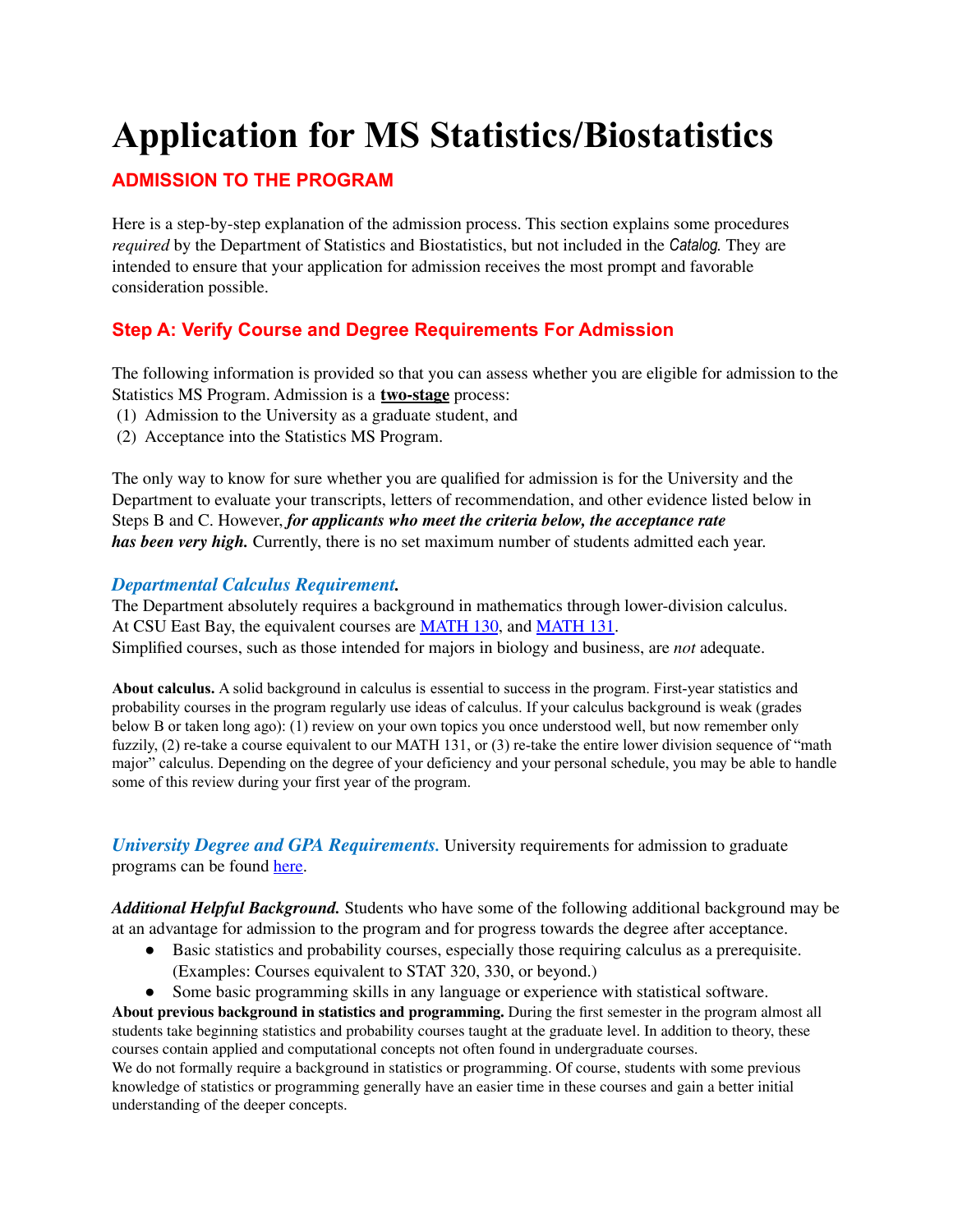# Application for MS Statistics/Biostatistics

## ADMISSION TO THE PROGRAM

Here is a step-by-step explanation of the admission process. This section explains some procedures *required* by the Department of Statistics and Biostatistics, but not included in the *Catalog*. They are intended to ensure that your application for admission receives the most prompt and favorable consideration possible.

### Step A: Verify Course and Degree Requirements For Admission

The following information is provided so that you can assess whether you are eligible for admission to the Statistics MS Program. Admission is a **two-stage** process:

(1) Admission to the University as a graduate student, and
(2) Acceptance into the Statistics MS Program.

The only way to know for sure whether you are qualified for admission is for the University and the Department to evaluate your transcripts, letters of recommendation, and other evidence listed below in Steps B and C. However, ***for applicants who meet the criteria below, the acceptance rate has been very high.*** Currently, there is no set maximum number of students admitted each year.

***Departmental Calculus Requirement.***

The Department absolutely requires a background in mathematics through lower-division calculus. At CSU East Bay, the equivalent courses are MATH 130, and MATH 131.
Simplified courses, such as those intended for majors in biology and business, are *not* adequate.

**About calculus.** A solid background in calculus is essential to success in the program. First-year statistics and probability courses in the program regularly use ideas of calculus. If your calculus background is weak (grades below B or taken long ago): (1) review on your own topics you once understood well, but now remember only fuzzily, (2) re-take a course equivalent to our MATH 131, or (3) re-take the entire lower division sequence of "math major" calculus. Depending on the degree of your deficiency and your personal schedule, you may be able to handle some of this review during your first year of the program.

***University Degree and GPA Requirements.*** University requirements for admission to graduate programs can be found here.

***Additional Helpful Background.*** Students who have some of the following additional background may be at an advantage for admission to the program and for progress towards the degree after acceptance.

- Basic statistics and probability courses, especially those requiring calculus as a prerequisite. (Examples: Courses equivalent to STAT 320, 330, or beyond.)
- Some basic programming skills in any language or experience with statistical software.

**About previous background in statistics and programming.** During the first semester in the program almost all students take beginning statistics and probability courses taught at the graduate level. In addition to theory, these courses contain applied and computational concepts not often found in undergraduate courses.
We do not formally require a background in statistics or programming. Of course, students with some previous knowledge of statistics or programming generally have an easier time in these courses and gain a better initial understanding of the deeper concepts.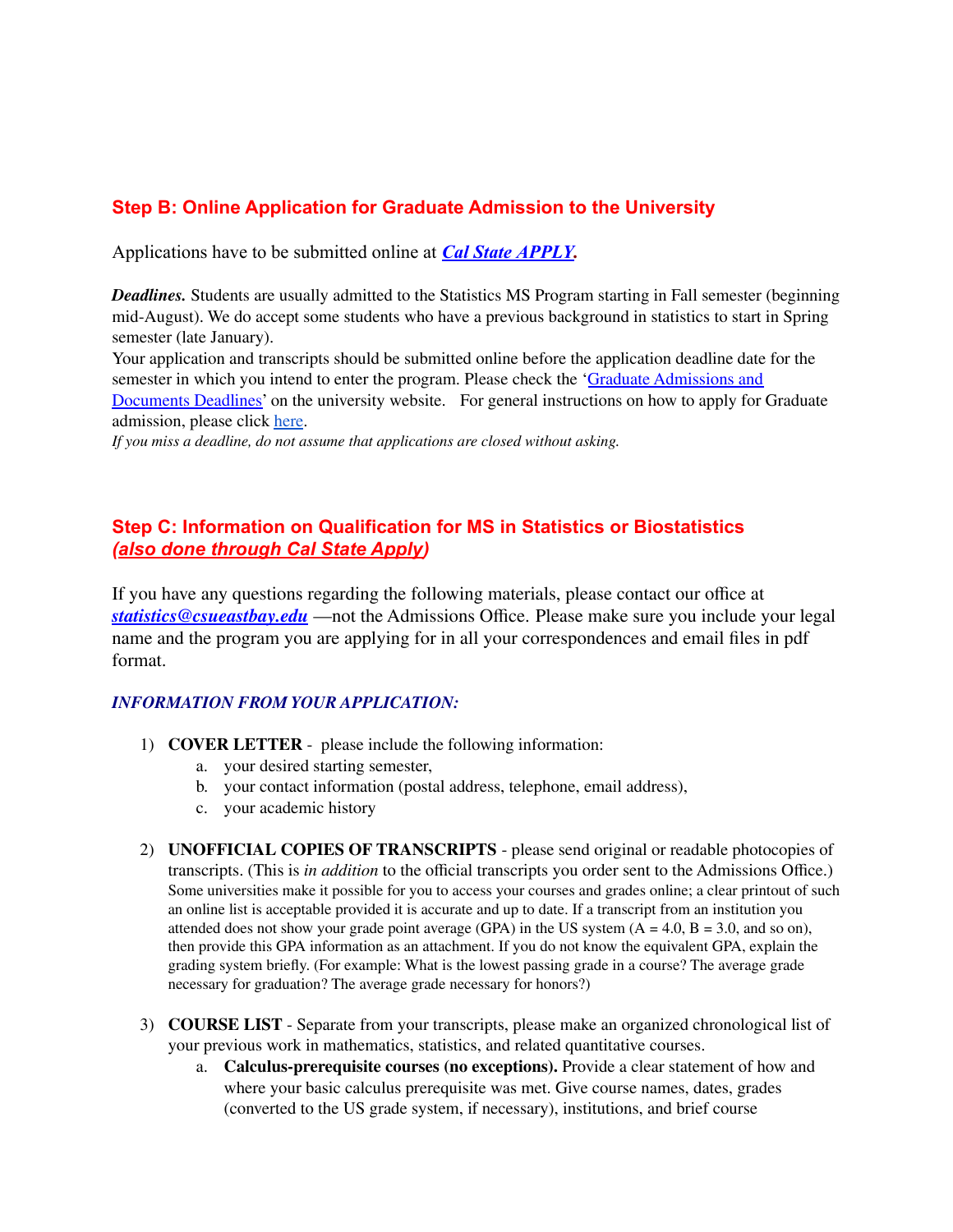## Step B: Online Application for Graduate Admission to the University

Applications have to be submitted online at ***Cal State APPLY***.

***Deadlines.*** Students are usually admitted to the Statistics MS Program starting in Fall semester (beginning mid-August). We do accept some students who have a previous background in statistics to start in Spring semester (late January).

Your application and transcripts should be submitted online before the application deadline date for the semester in which you intend to enter the program. Please check the 'Graduate Admissions and Documents Deadlines' on the university website. For general instructions on how to apply for Graduate admission, please click here.

*If you miss a deadline, do not assume that applications are closed without asking.*

## Step C: Information on Qualification for MS in Statistics or Biostatistics *(also done through Cal State Apply)*

If you have any questions regarding the following materials, please contact our office at ***statistics@csueastbay.edu*** —not the Admissions Office. Please make sure you include your legal name and the program you are applying for in all your correspondences and email files in pdf format.

### *INFORMATION FROM YOUR APPLICATION:*

1) **COVER LETTER** - please include the following information:
   a. your desired starting semester,
   b. your contact information (postal address, telephone, email address),
   c. your academic history

2) **UNOFFICIAL COPIES OF TRANSCRIPTS** - please send original or readable photocopies of transcripts. (This is *in addition* to the official transcripts you order sent to the Admissions Office.) Some universities make it possible for you to access your courses and grades online; a clear printout of such an online list is acceptable provided it is accurate and up to date. If a transcript from an institution you attended does not show your grade point average (GPA) in the US system (A = 4.0, B = 3.0, and so on), then provide this GPA information as an attachment. If you do not know the equivalent GPA, explain the grading system briefly. (For example: What is the lowest passing grade in a course? The average grade necessary for graduation? The average grade necessary for honors?)

3) **COURSE LIST** - Separate from your transcripts, please make an organized chronological list of your previous work in mathematics, statistics, and related quantitative courses.
   a. **Calculus-prerequisite courses (no exceptions).** Provide a clear statement of how and where your basic calculus prerequisite was met. Give course names, dates, grades (converted to the US grade system, if necessary), institutions, and brief course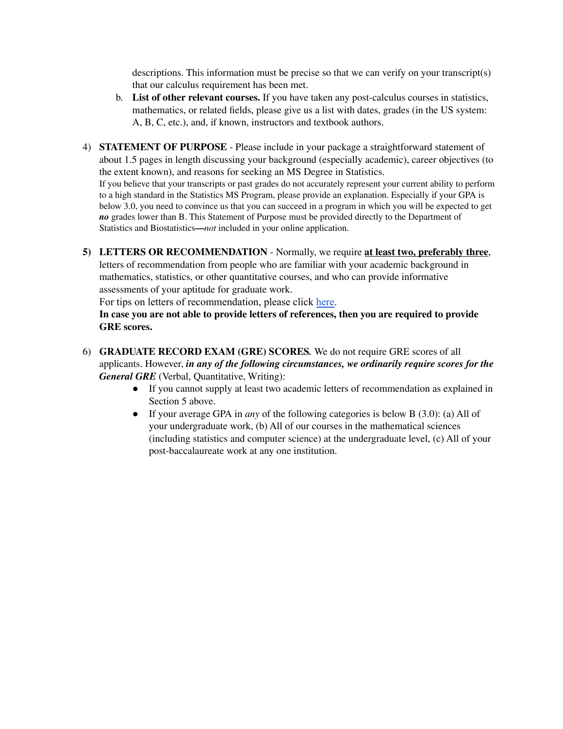descriptions. This information must be precise so that we can verify on your transcript(s) that our calculus requirement has been met.

   b. **List of other relevant courses.** If you have taken any post-calculus courses in statistics, mathematics, or related fields, please give us a list with dates, grades (in the US system: A, B, C, etc.), and, if known, instructors and textbook authors.

4) **STATEMENT OF PURPOSE** - Please include in your package a straightforward statement of about 1.5 pages in length discussing your background (especially academic), career objectives (to the extent known), and reasons for seeking an MS Degree in Statistics.
   If you believe that your transcripts or past grades do not accurately represent your current ability to perform to a high standard in the Statistics MS Program, please provide an explanation. Especially if your GPA is below 3.0, you need to convince us that you can succeed in a program in which you will be expected to get ***no*** grades lower than B. This Statement of Purpose must be provided directly to the Department of Statistics and Biostatistics**—***not* included in your online application.

**5)** **LETTERS OR RECOMMENDATION** - Normally, we require **<u>at least two, preferably three</u>**, letters of recommendation from people who are familiar with your academic background in mathematics, statistics, or other quantitative courses, and who can provide informative assessments of your aptitude for graduate work.
   For tips on letters of recommendation, please click [here]().
   **In case you are not able to provide letters of references, then you are required to provide GRE scores.**

6) **GRADUATE RECORD EXAM (GRE) SCORES***.* We do not require GRE scores of all applicants. However, ***in any of the following circumstances, we ordinarily require scores for the General GRE*** (Verbal, Quantitative, Writing):
   - If you cannot supply at least two academic letters of recommendation as explained in Section 5 above.
   - If your average GPA in *any* of the following categories is below B (3.0): (a) All of your undergraduate work, (b) All of our courses in the mathematical sciences (including statistics and computer science) at the undergraduate level, (c) All of your post-baccalaureate work at any one institution.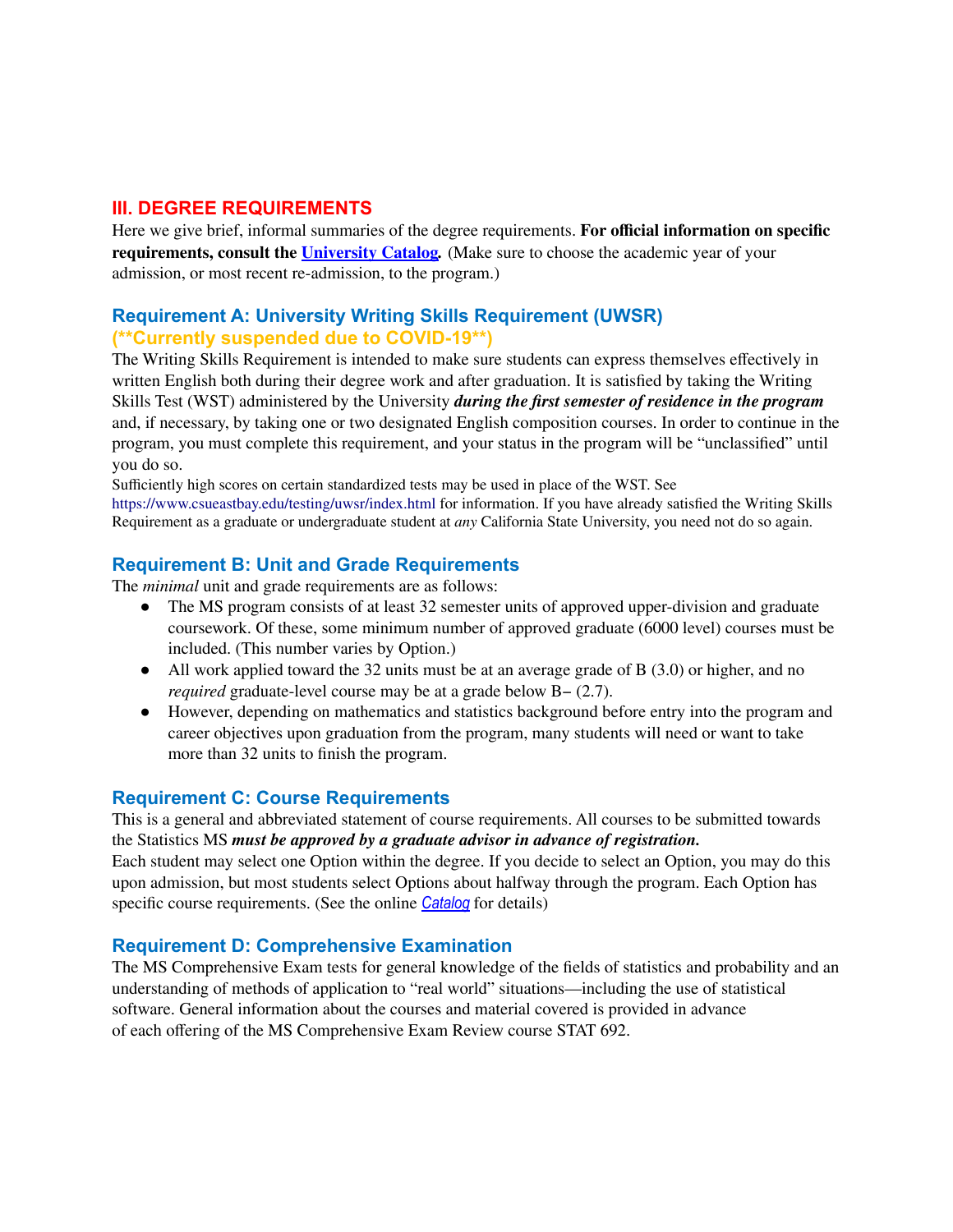## III. DEGREE REQUIREMENTS

Here we give brief, informal summaries of the degree requirements. **For official information on specific requirements, consult the [University Catalog](University Catalog).** (Make sure to choose the academic year of your admission, or most recent re-admission, to the program.)

### Requirement A: University Writing Skills Requirement (UWSR)
### (**Currently suspended due to COVID-19**)

The Writing Skills Requirement is intended to make sure students can express themselves effectively in written English both during their degree work and after graduation. It is satisfied by taking the Writing Skills Test (WST) administered by the University ***during the first semester of residence in the program*** and, if necessary, by taking one or two designated English composition courses. In order to continue in the program, you must complete this requirement, and your status in the program will be "unclassified" until you do so.

Sufficiently high scores on certain standardized tests may be used in place of the WST. See https://www.csueastbay.edu/testing/uwsr/index.html for information. If you have already satisfied the Writing Skills Requirement as a graduate or undergraduate student at *any* California State University, you need not do so again.

### Requirement B: Unit and Grade Requirements

The *minimal* unit and grade requirements are as follows:

- The MS program consists of at least 32 semester units of approved upper-division and graduate coursework. Of these, some minimum number of approved graduate (6000 level) courses must be included. (This number varies by Option.)
- All work applied toward the 32 units must be at an average grade of B (3.0) or higher, and no *required* graduate-level course may be at a grade below B− (2.7).
- However, depending on mathematics and statistics background before entry into the program and career objectives upon graduation from the program, many students will need or want to take more than 32 units to finish the program.

### Requirement C: Course Requirements

This is a general and abbreviated statement of course requirements. All courses to be submitted towards the Statistics MS ***must be approved by a graduate advisor in advance of registration.***

Each student may select one Option within the degree. If you decide to select an Option, you may do this upon admission, but most students select Options about halfway through the program. Each Option has specific course requirements. (See the online *[Catalog](Catalog)* for details)

### Requirement D: Comprehensive Examination

The MS Comprehensive Exam tests for general knowledge of the fields of statistics and probability and an understanding of methods of application to "real world" situations—including the use of statistical software. General information about the courses and material covered is provided in advance of each offering of the MS Comprehensive Exam Review course STAT 692.